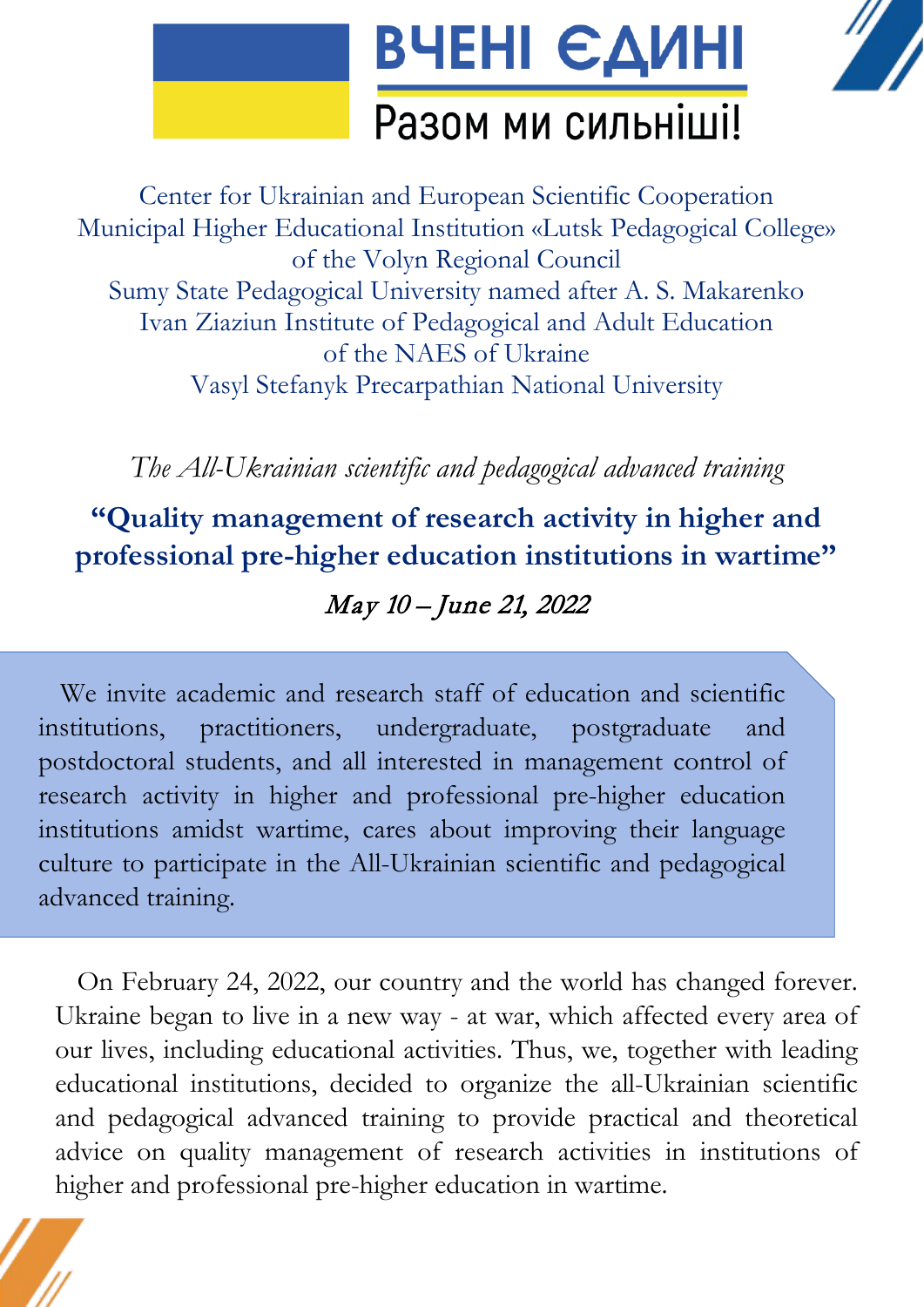ВЧЕНІ ЄДИНІ

Разом ми сильніші!

Center for Ukrainian and European Scientific Cooperation
Municipal Higher Educational Institution «Lutsk Pedagogical College» of the Volyn Regional Council
Sumy State Pedagogical University named after A. S. Makarenko
Ivan Ziaziun Institute of Pedagogical and Adult Education of the NAES of Ukraine
Vasyl Stefanyk Precarpathian National University

*The All-Ukrainian scientific and pedagogical advanced training*

# **“Quality management of research activity in higher and professional pre-higher education institutions in wartime”**

*May 10 – June 21, 2022*

We invite academic and research staff of education and scientific institutions, practitioners, undergraduate, postgraduate and postdoctoral students, and all interested in management control of research activity in higher and professional pre-higher education institutions amidst wartime, cares about improving their language culture to participate in the All-Ukrainian scientific and pedagogical advanced training.

On February 24, 2022, our country and the world has changed forever. Ukraine began to live in a new way - at war, which affected every area of our lives, including educational activities. Thus, we, together with leading educational institutions, decided to organize the all-Ukrainian scientific and pedagogical advanced training to provide practical and theoretical advice on quality management of research activities in institutions of higher and professional pre-higher education in wartime.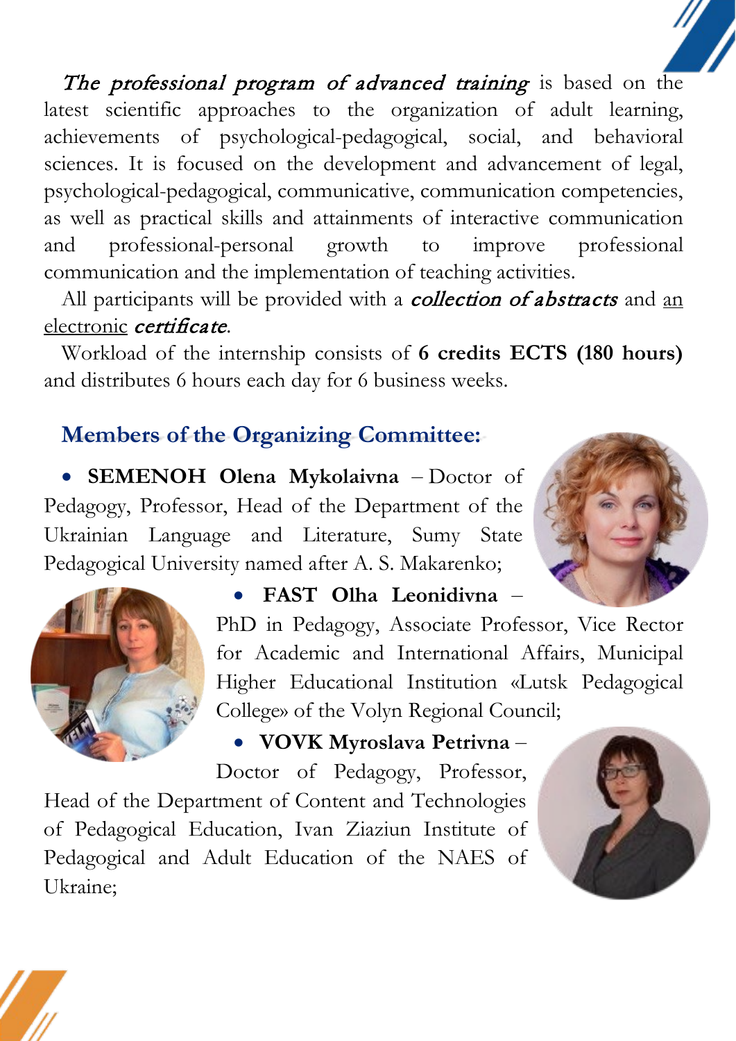*The professional program of advanced training* is based on the latest scientific approaches to the organization of adult learning, achievements of psychological-pedagogical, social, and behavioral sciences. It is focused on the development and advancement of legal, psychological-pedagogical, communicative, communication competencies, as well as practical skills and attainments of interactive communication and professional-personal growth to improve professional communication and the implementation of teaching activities.

All participants will be provided with a ***collection of abstracts*** and an electronic ***certificate***.

Workload of the internship consists of **6 credits ECTS (180 hours)** and distributes 6 hours each day for 6 business weeks.

## Members of the Organizing Committee:

- **SEMENOH Olena Mykolaivna** – Doctor of Pedagogy, Professor, Head of the Department of the Ukrainian Language and Literature, Sumy State Pedagogical University named after A. S. Makarenko;
- **FAST Olha Leonidivna** – PhD in Pedagogy, Associate Professor, Vice Rector for Academic and International Affairs, Municipal Higher Educational Institution «Lutsk Pedagogical College» of the Volyn Regional Council;
- **VOVK Myroslava Petrivna** – Doctor of Pedagogy, Professor, Head of the Department of Content and Technologies of Pedagogical Education, Ivan Ziaziun Institute of Pedagogical and Adult Education of the NAES of Ukraine;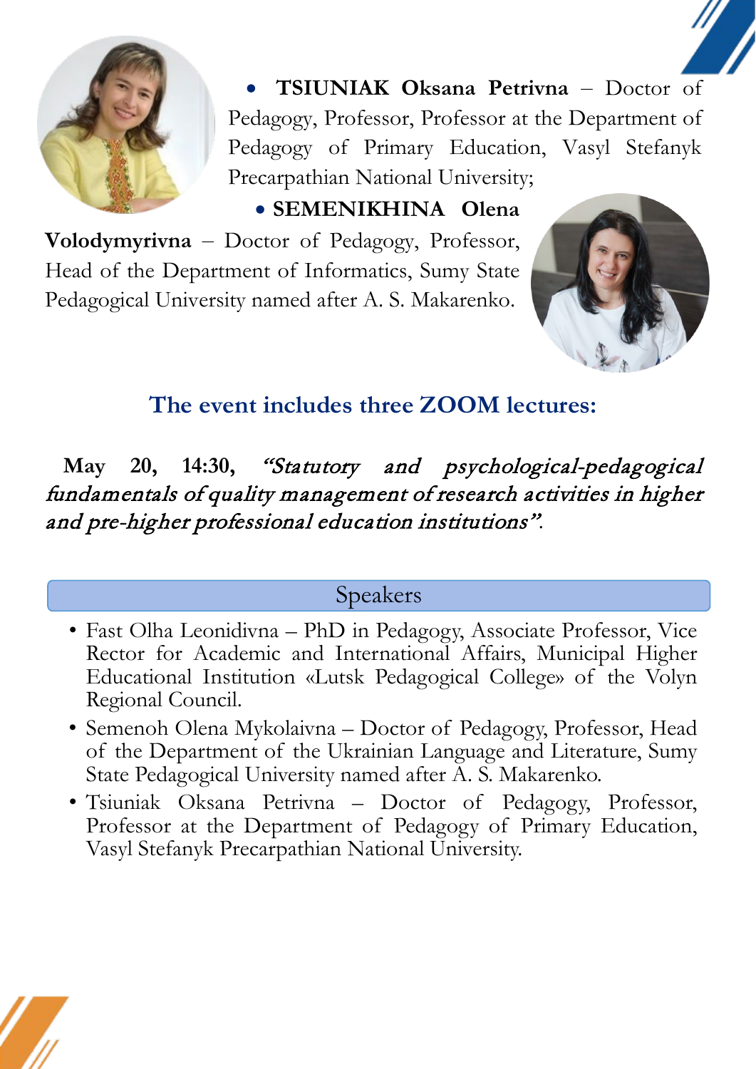- **TSIUNIAK Oksana Petrivna** – Doctor of Pedagogy, Professor, Professor at the Department of Pedagogy of Primary Education, Vasyl Stefanyk Precarpathian National University;
- **SEMENIKHINA Olena Volodymyrivna** – Doctor of Pedagogy, Professor, Head of the Department of Informatics, Sumy State Pedagogical University named after A. S. Makarenko.

## The event includes three ZOOM lectures:

**May 20, 14:30,** *“Statutory and psychological-pedagogical fundamentals of quality management of research activities in higher and pre-higher professional education institutions”*.

### Speakers

- Fast Olha Leonidivna – PhD in Pedagogy, Associate Professor, Vice Rector for Academic and International Affairs, Municipal Higher Educational Institution «Lutsk Pedagogical College» of the Volyn Regional Council.
- Semenoh Olena Mykolaivna – Doctor of Pedagogy, Professor, Head of the Department of the Ukrainian Language and Literature, Sumy State Pedagogical University named after A. S. Makarenko.
- Tsiuniak Oksana Petrivna – Doctor of Pedagogy, Professor, Professor at the Department of Pedagogy of Primary Education, Vasyl Stefanyk Precarpathian National University.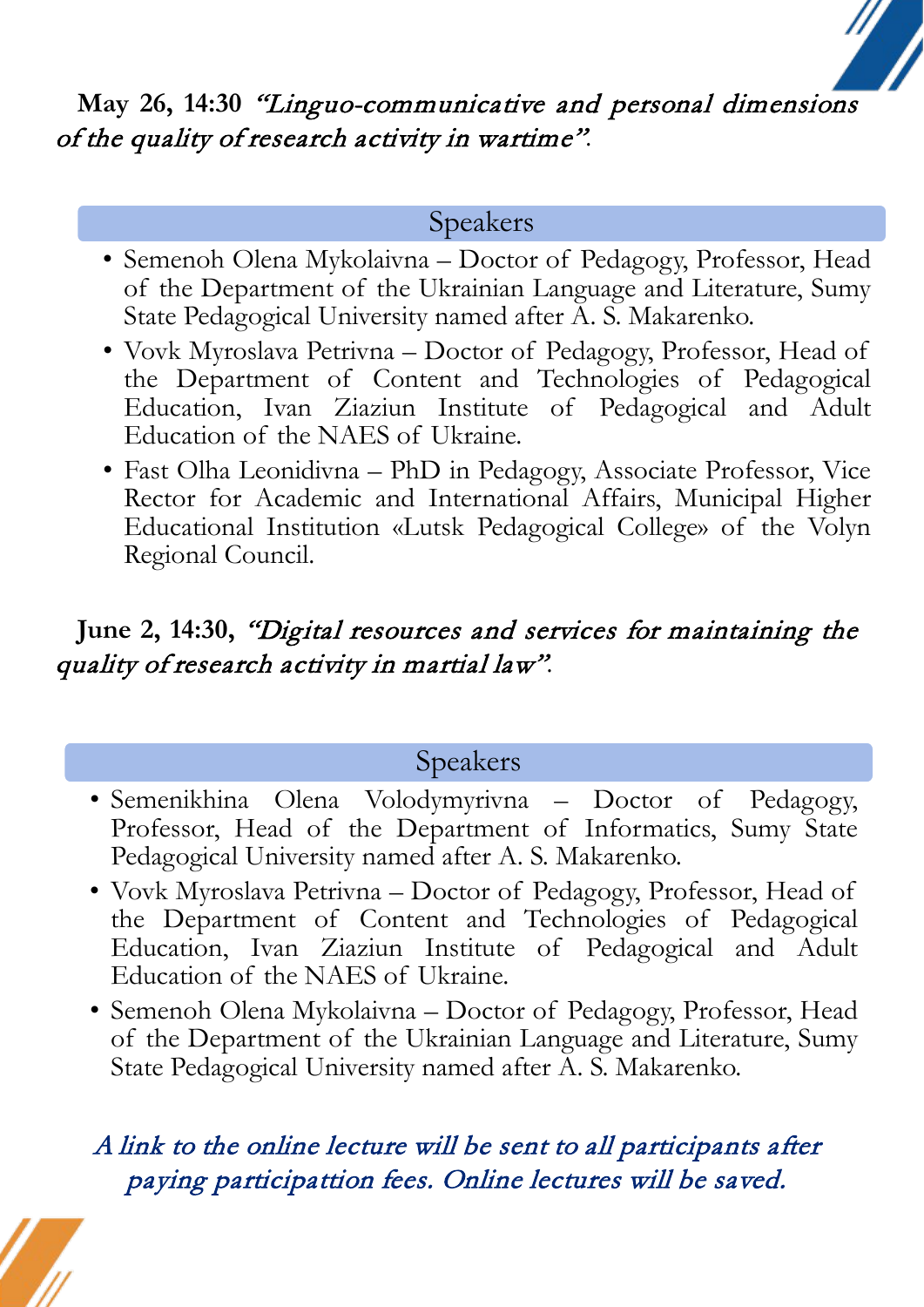**May 26, 14:30** *"Linguo-communicative and personal dimensions of the quality of research activity in wartime"*.

### Speakers

- Semenoh Olena Mykolaivna – Doctor of Pedagogy, Professor, Head of the Department of the Ukrainian Language and Literature, Sumy State Pedagogical University named after A. S. Makarenko.
- Vovk Myroslava Petrivna – Doctor of Pedagogy, Professor, Head of the Department of Content and Technologies of Pedagogical Education, Ivan Ziaziun Institute of Pedagogical and Adult Education of the NAES of Ukraine.
- Fast Olha Leonidivna – PhD in Pedagogy, Associate Professor, Vice Rector for Academic and International Affairs, Municipal Higher Educational Institution «Lutsk Pedagogical College» of the Volyn Regional Council.

**June 2, 14:30,** *"Digital resources and services for maintaining the quality of research activity in martial law"*.

### Speakers

- Semenikhina Olena Volodymyrivna – Doctor of Pedagogy, Professor, Head of the Department of Informatics, Sumy State Pedagogical University named after A. S. Makarenko.
- Vovk Myroslava Petrivna – Doctor of Pedagogy, Professor, Head of the Department of Content and Technologies of Pedagogical Education, Ivan Ziaziun Institute of Pedagogical and Adult Education of the NAES of Ukraine.
- Semenoh Olena Mykolaivna – Doctor of Pedagogy, Professor, Head of the Department of the Ukrainian Language and Literature, Sumy State Pedagogical University named after A. S. Makarenko.

*A link to the online lecture will be sent to all participants after paying participattion fees. Online lectures will be saved.*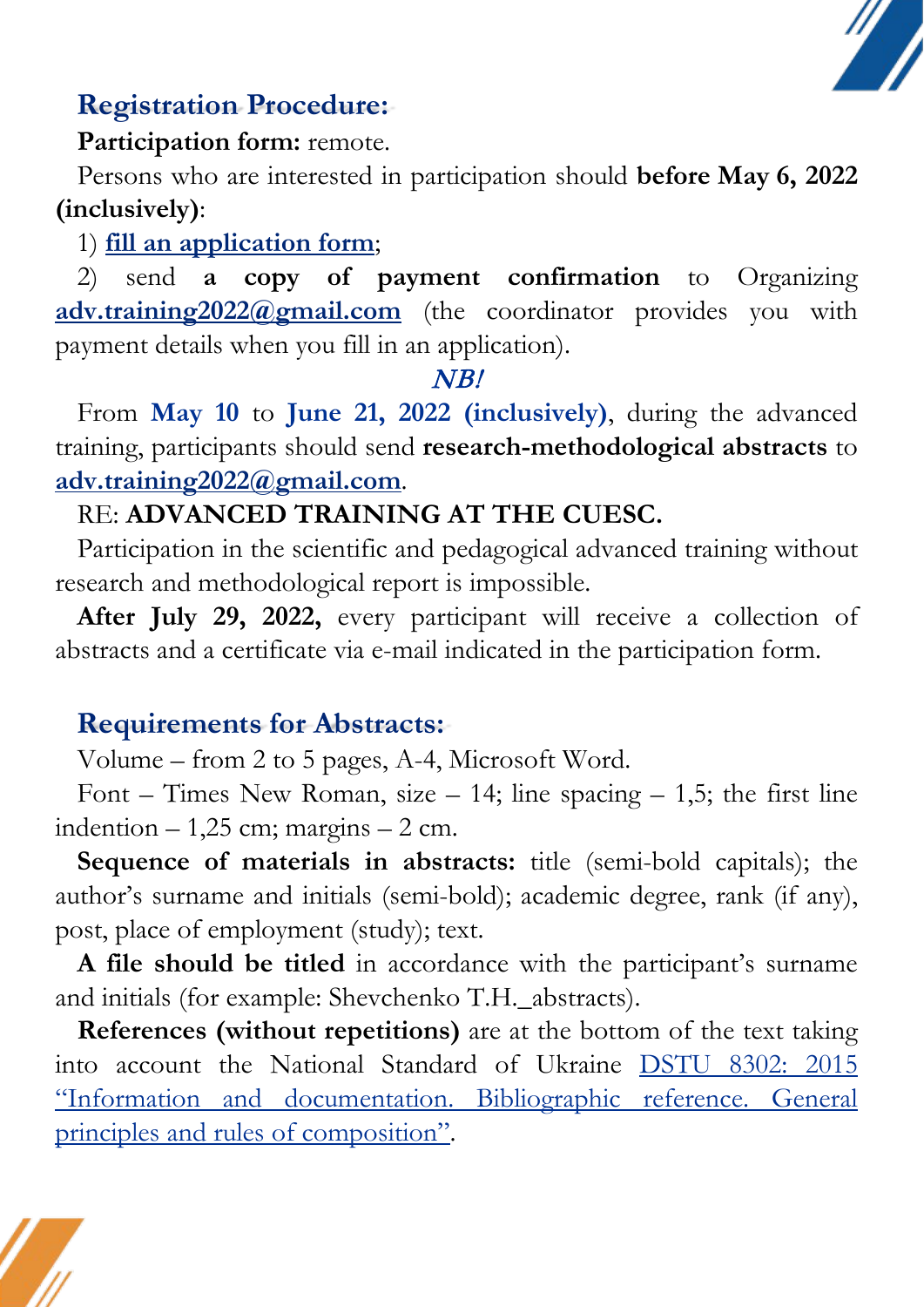## Registration Procedure:

**Participation form:** remote.

Persons who are interested in participation should **before May 6, 2022 (inclusively)**:

1) **fill an application form**;

2) send **a copy of payment confirmation** to Organizing **adv.training2022@gmail.com** (the coordinator provides you with payment details when you fill in an application).

*NB!*

From **May 10** to **June 21, 2022 (inclusively)**, during the advanced training, participants should send **research-methodological abstracts** to **adv.training2022@gmail.com**.

RE: **ADVANCED TRAINING AT THE CUESC.**

Participation in the scientific and pedagogical advanced training without research and methodological report is impossible.

**After July 29, 2022,** every participant will receive a collection of abstracts and a certificate via e-mail indicated in the participation form.

## Requirements for Abstracts:

Volume – from 2 to 5 pages, A-4, Microsoft Word.

Font – Times New Roman, size – 14; line spacing – 1,5; the first line indention – 1,25 cm; margins – 2 cm.

**Sequence of materials in abstracts:** title (semi-bold capitals); the author's surname and initials (semi-bold); academic degree, rank (if any), post, place of employment (study); text.

**A file should be titled** in accordance with the participant's surname and initials (for example: Shevchenko T.H._abstracts).

**References (without repetitions)** are at the bottom of the text taking into account the National Standard of Ukraine DSTU 8302: 2015 "Information and documentation. Bibliographic reference. General principles and rules of composition".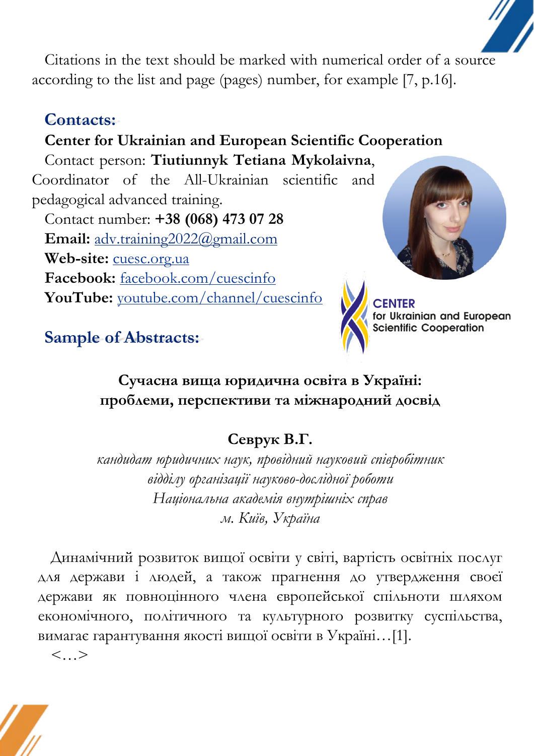Citations in the text should be marked with numerical order of a source according to the list and page (pages) number, for example [7, p.16].

## Contacts:

**Center for Ukrainian and European Scientific Cooperation**

Contact person: **Tiutiunnyk Tetiana Mykolaivna**, Coordinator of the All-Ukrainian scientific and pedagogical advanced training.

Contact number: **+38 (068) 473 07 28**

**Email:** adv.training2022@gmail.com

**Web-site:** cuesc.org.ua

**Facebook:** facebook.com/cuescinfo

**YouTube:** youtube.com/channel/cuescinfo

CENTER for Ukrainian and European Scientific Cooperation

## Sample of Abstracts:

**Сучасна вища юридична освіта в Україні: проблеми, перспективи та міжнародний досвід**

**Севрук В.Г.**

*кандидат юридичних наук, провідний науковий співробітник відділу організації науково-дослідної роботи*

*Національна академія внутрішніх справ*

*м. Київ, Україна*

Динамічний розвиток вищої освіти у світі, вартість освітніх послуг для держави і людей, а також прагнення до утвердження своєї держави як повноцінного члена європейської спільноти шляхом економічного, політичного та культурного розвитку суспільства, вимагає гарантування якості вищої освіти в Україні…[1].

<…>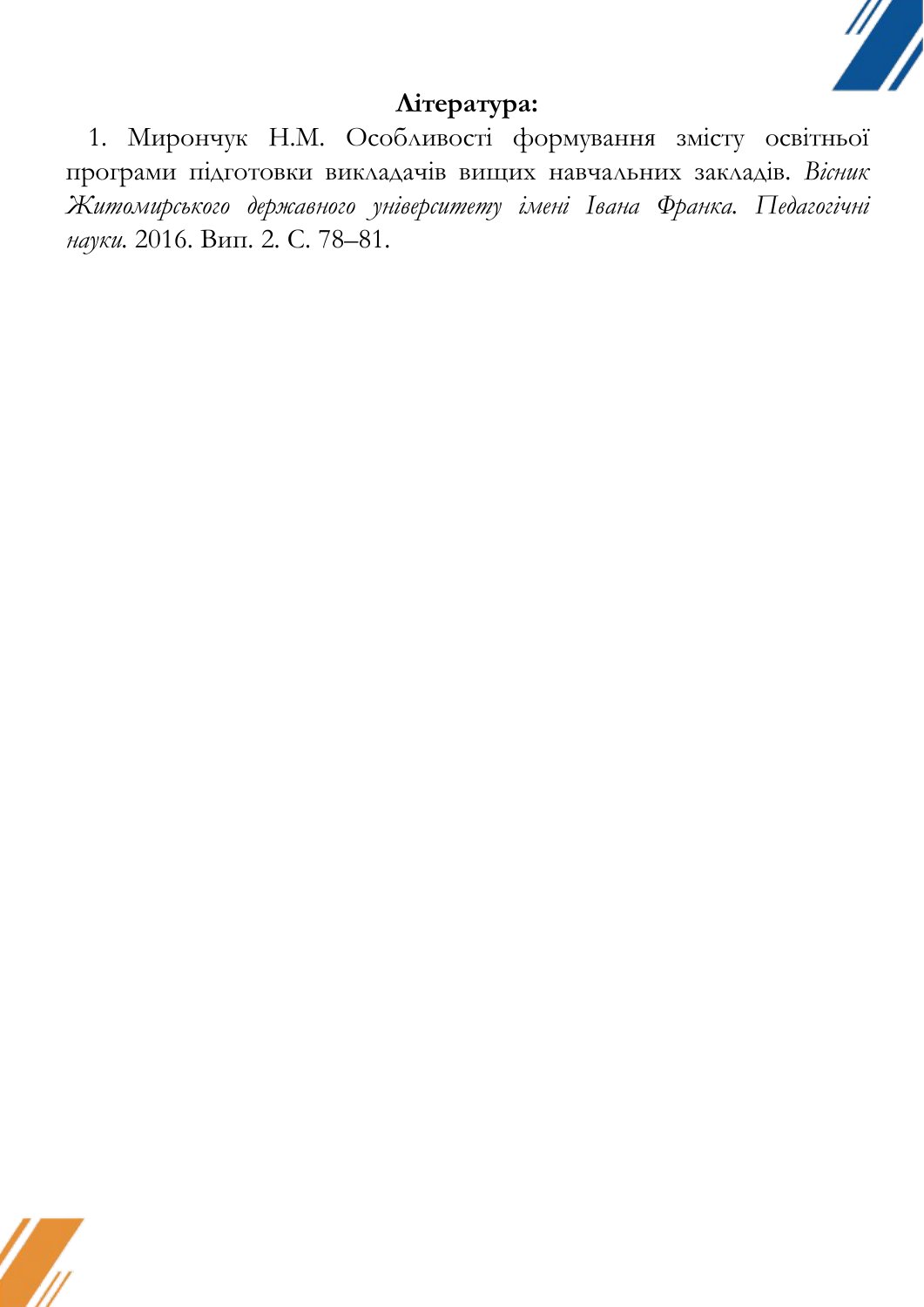### Література:

1. Мирончук Н.М. Особливості формування змісту освітньої програми підготовки викладачів вищих навчальних закладів. *Вісник Житомирського державного університету імені Івана Франка. Педагогічні науки*. 2016. Вип. 2. С. 78–81.